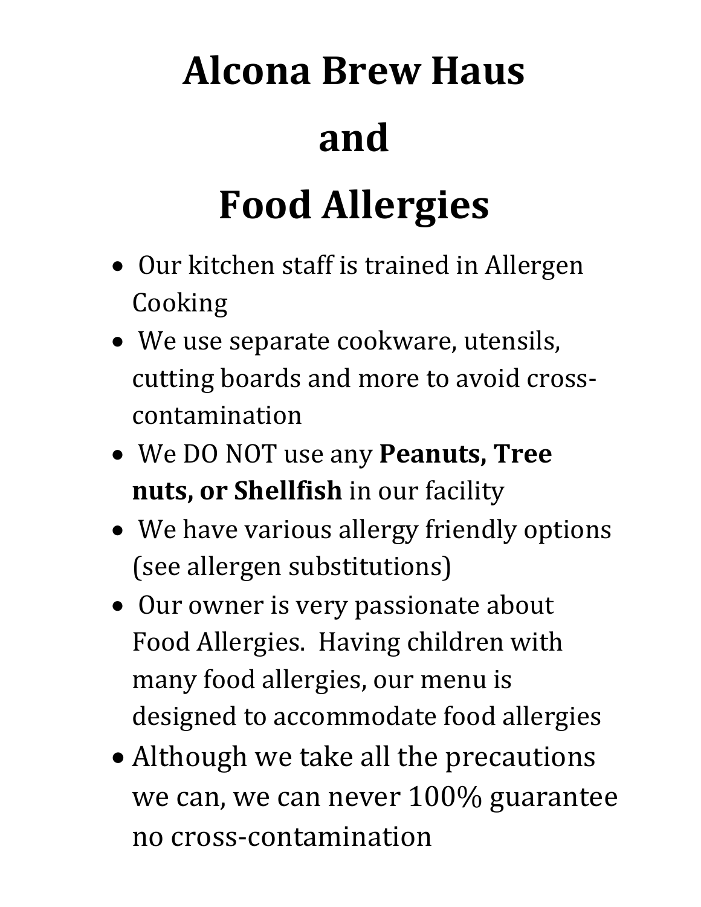# Alcona Brew Haus and Food Allergies

- Our kitchen staff is trained in Allergen Cooking
- We use separate cookware, utensils, cutting boards and more to avoid cross-contamination
- We DO NOT use any **Peanuts, Tree nuts, or Shellfish** in our facility
- We have various allergy friendly options (see allergen substitutions)
- Our owner is very passionate about Food Allergies. Having children with many food allergies, our menu is designed to accommodate food allergies
- Although we take all the precautions we can, we can never 100% guarantee no cross-contamination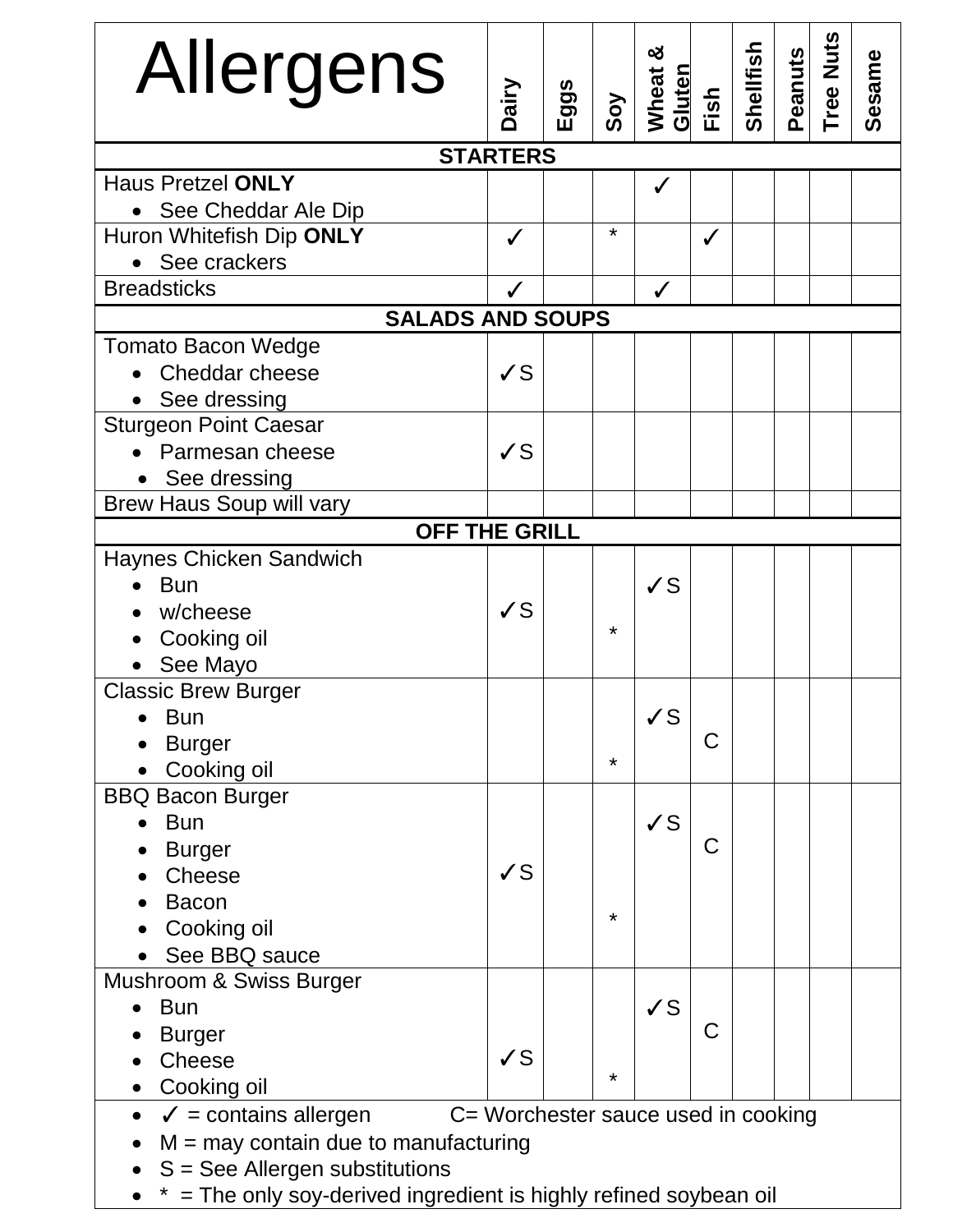| Allergens | Dairy | Eggs | Soy | Wheat & Gluten | Fish | Shellfish | Peanuts | Tree Nuts | Sesame |
|---|---|---|---|---|---|---|---|---|---|
| **STARTERS** | | | | | | | | | |
| Haus Pretzel **ONLY**<br>• See Cheddar Ale Dip | | | | ✓ | | | | | |
| Huron Whitefish Dip **ONLY**<br>• See crackers | ✓ | | * | | ✓ | | | | |
| Breadsticks | ✓ | | | ✓ | | | | | |
| **SALADS AND SOUPS** | | | | | | | | | |
| Tomato Bacon Wedge<br>• Cheddar cheese<br>• See dressing | ✓S | | | | | | | | |
| Sturgeon Point Caesar<br>• Parmesan cheese<br>• See dressing | ✓S | | | | | | | | |
| Brew Haus Soup will vary | | | | | | | | | |
| **OFF THE GRILL** | | | | | | | | | |
| Haynes Chicken Sandwich<br>• Bun<br>• w/cheese<br>• Cooking oil<br>• See Mayo | ✓S | | * | ✓S | | | | | |
| Classic Brew Burger<br>• Bun<br>• Burger<br>• Cooking oil | | | * | ✓S | C | | | | |
| BBQ Bacon Burger<br>• Bun<br>• Burger<br>• Cheese<br>• Bacon<br>• Cooking oil<br>• See BBQ sauce | ✓S | | * | ✓S | C | | | | |
| Mushroom & Swiss Burger<br>• Bun<br>• Burger<br>• Cheese<br>• Cooking oil | ✓S | | * | ✓S | C | | | | |

- ✓ = contains allergen  C= Worchester sauce used in cooking
- M = may contain due to manufacturing
- S = See Allergen substitutions
- * = The only soy-derived ingredient is highly refined soybean oil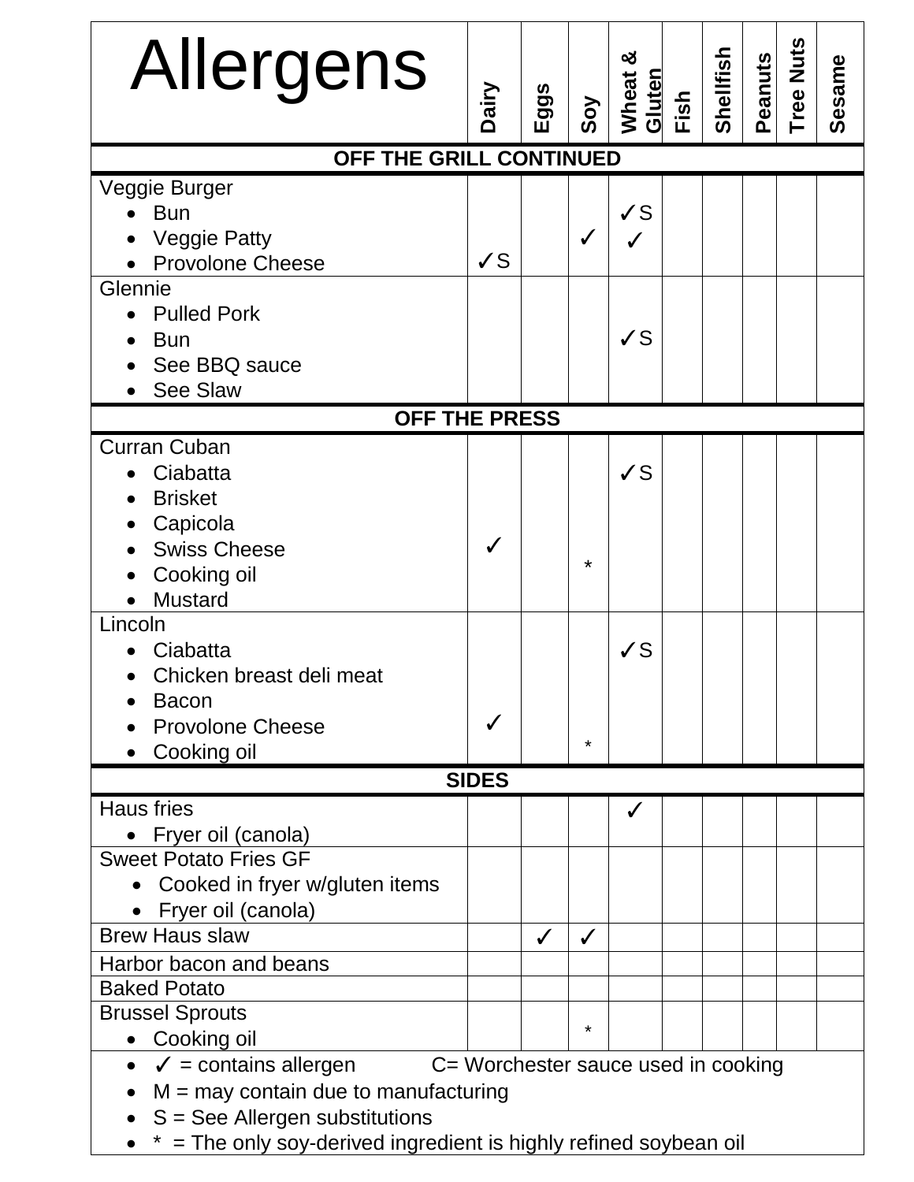| Allergens | Dairy | Eggs | Soy | Wheat & Gluten | Fish | Shellfish | Peanuts | Tree Nuts | Sesame |
|---|---|---|---|---|---|---|---|---|---|
| **OFF THE GRILL CONTINUED** | | | | | | | | | |
| Veggie Burger<br>• Bun<br>• Veggie Patty<br>• Provolone Cheese | ✓S | | ✓ | ✓S<br>✓ | | | | | |
| Glennie<br>• Pulled Pork<br>• Bun<br>• See BBQ sauce<br>• See Slaw | | | | ✓S | | | | | |
| **OFF THE PRESS** | | | | | | | | | |
| Curran Cuban<br>• Ciabatta<br>• Brisket<br>• Capicola<br>• Swiss Cheese<br>• Cooking oil<br>• Mustard | ✓ | | * | ✓S | | | | | |
| Lincoln<br>• Ciabatta<br>• Chicken breast deli meat<br>• Bacon<br>• Provolone Cheese<br>• Cooking oil | ✓ | | * | ✓S | | | | | |
| **SIDES** | | | | | | | | | |
| Haus fries<br>• Fryer oil (canola) | | | | ✓ | | | | | |
| Sweet Potato Fries GF<br>• Cooked in fryer w/gluten items<br>• Fryer oil (canola) | | | | | | | | | |
| Brew Haus slaw | | ✓ | ✓ | | | | | | |
| Harbor bacon and beans | | | | | | | | | |
| Baked Potato | | | | | | | | | |
| Brussel Sprouts<br>• Cooking oil | | | * | | | | | | |

- ✓ = contains allergen C= Worchester sauce used in cooking
- M = may contain due to manufacturing
- S = See Allergen substitutions
- * = The only soy-derived ingredient is highly refined soybean oil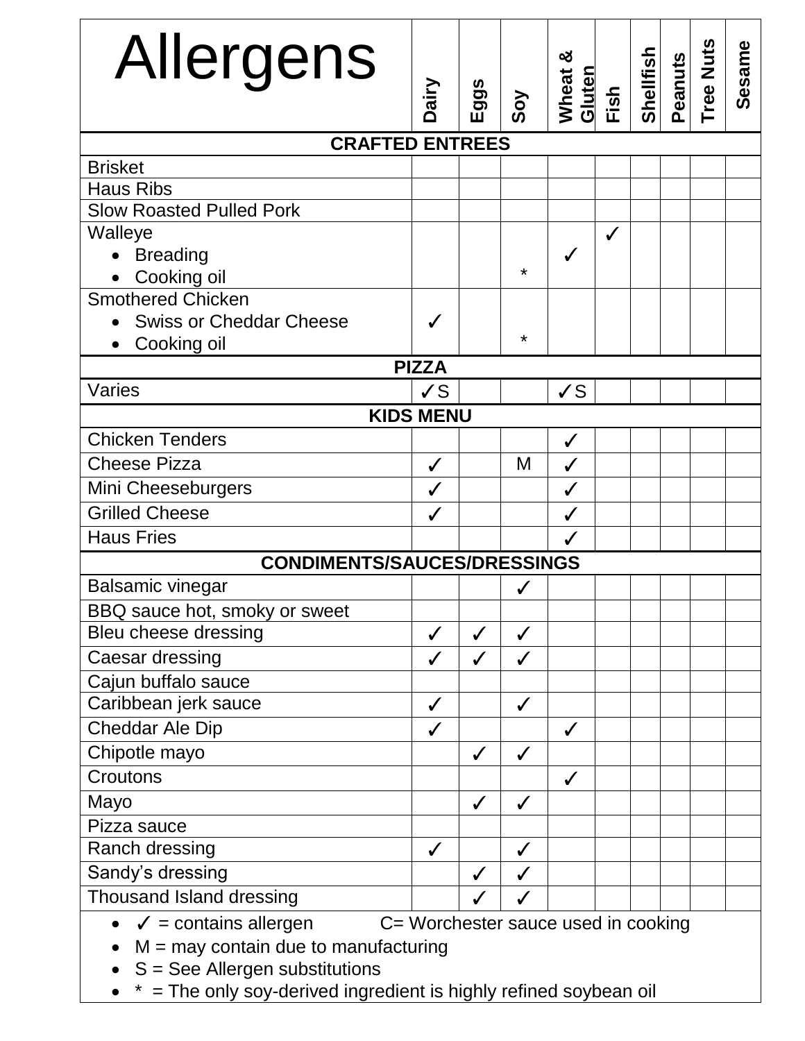| Allergens | Dairy | Eggs | Soy | Wheat & Gluten | Fish | Shellfish | Peanuts | Tree Nuts | Sesame |
|---|---|---|---|---|---|---|---|---|---|
| **CRAFTED ENTREES** | | | | | | | | | |
| Brisket | | | | | | | | | |
| Haus Ribs | | | | | | | | | |
| Slow Roasted Pulled Pork | | | | | | | | | |
| Walleye<br>• Breading<br>• Cooking oil | | | * | ✓ | ✓ | | | | |
| Smothered Chicken<br>• Swiss or Cheddar Cheese<br>• Cooking oil | ✓ | | * | | | | | | |
| **PIZZA** | | | | | | | | | |
| Varies | ✓S | | | ✓S | | | | | |
| **KIDS MENU** | | | | | | | | | |
| Chicken Tenders | | | | ✓ | | | | | |
| Cheese Pizza | ✓ | | M | ✓ | | | | | |
| Mini Cheeseburgers | ✓ | | | ✓ | | | | | |
| Grilled Cheese | ✓ | | | ✓ | | | | | |
| Haus Fries | | | | ✓ | | | | | |
| **CONDIMENTS/SAUCES/DRESSINGS** | | | | | | | | | |
| Balsamic vinegar | | | ✓ | | | | | | |
| BBQ sauce hot, smoky or sweet | | | | | | | | | |
| Bleu cheese dressing | ✓ | ✓ | ✓ | | | | | | |
| Caesar dressing | ✓ | ✓ | ✓ | | | | | | |
| Cajun buffalo sauce | | | | | | | | | |
| Caribbean jerk sauce | ✓ | | ✓ | | | | | | |
| Cheddar Ale Dip | ✓ | | | ✓ | | | | | |
| Chipotle mayo | | ✓ | ✓ | | | | | | |
| Croutons | | | | ✓ | | | | | |
| Mayo | | ✓ | ✓ | | | | | | |
| Pizza sauce | | | | | | | | | |
| Ranch dressing | ✓ | | ✓ | | | | | | |
| Sandy's dressing | | ✓ | ✓ | | | | | | |
| Thousand Island dressing | | ✓ | ✓ | | | | | | |

- ✓ = contains allergen     C= Worchester sauce used in cooking
- M = may contain due to manufacturing
- S = See Allergen substitutions
- * = The only soy-derived ingredient is highly refined soybean oil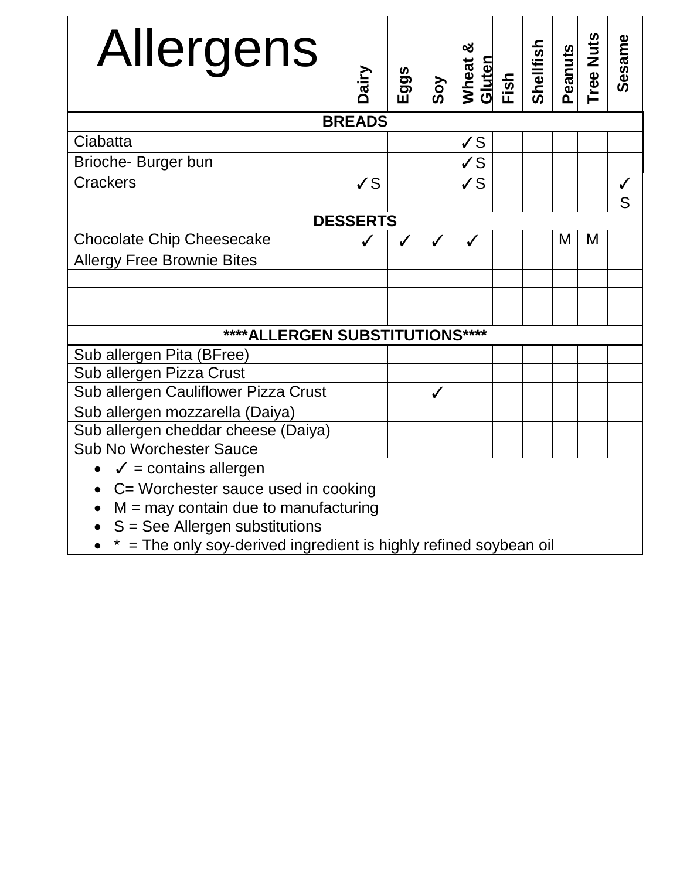| Allergens | Dairy | Eggs | Soy | Wheat & Gluten | Fish | Shellfish | Peanuts | Tree Nuts | Sesame |
|---|---|---|---|---|---|---|---|---|---|
| **BREADS** | | | | | | | | | |
| Ciabatta | | | | ✓S | | | | | |
| Brioche- Burger bun | | | | ✓S | | | | | |
| Crackers | ✓S | | | ✓S | | | | | ✓ S |
| **DESSERTS** | | | | | | | | | |
| Chocolate Chip Cheesecake | ✓ | ✓ | ✓ | ✓ | | | M | M | |
| Allergy Free Brownie Bites | | | | | | | | | |
| | | | | | | | | | |
| | | | | | | | | | |
| | | | | | | | | | |
| **\*\*\*\*ALLERGEN SUBSTITUTIONS\*\*\*\*** | | | | | | | | | |
| Sub allergen Pita (BFree) | | | | | | | | | |
| Sub allergen Pizza Crust | | | | | | | | | |
| Sub allergen Cauliflower Pizza Crust | | | ✓ | | | | | | |
| Sub allergen mozzarella (Daiya) | | | | | | | | | |
| Sub allergen cheddar cheese (Daiya) | | | | | | | | | |
| Sub No Worchester Sauce | | | | | | | | | |

- ✓ = contains allergen
- C= Worchester sauce used in cooking
- M = may contain due to manufacturing
- S = See Allergen substitutions
- *  = The only soy-derived ingredient is highly refined soybean oil